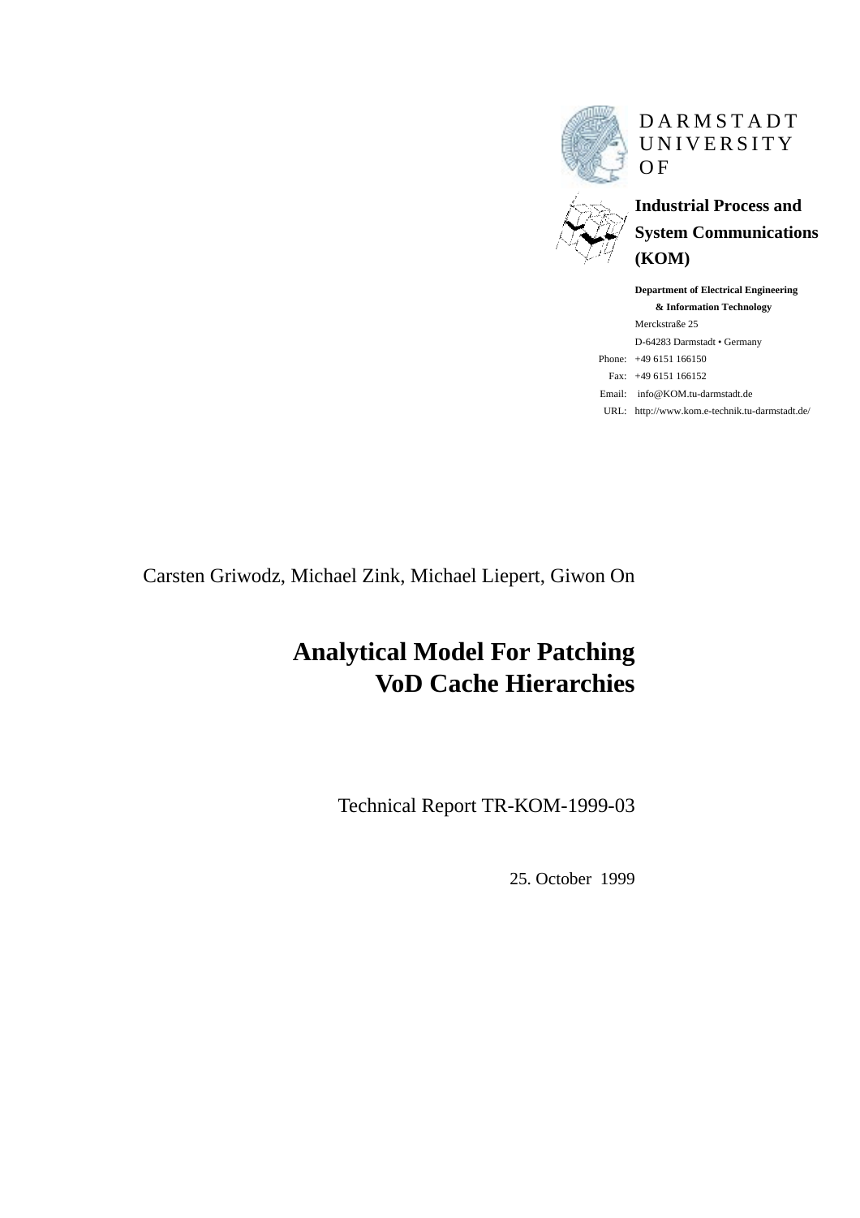DARMSTADT
UNIVERSITY
OF

**Industrial Process and System Communications (KOM)**

**Department of Electrical Engineering & Information Technology**
Merckstraße 25
D-64283 Darmstadt • Germany

Phone: +49 6151 166150
Fax: +49 6151 166152
Email: info@KOM.tu-darmstadt.de
URL: http://www.kom.e-technik.tu-darmstadt.de/

Carsten Griwodz, Michael Zink, Michael Liepert, Giwon On

# Analytical Model For Patching VoD Cache Hierarchies

Technical Report TR-KOM-1999-03

25. October 1999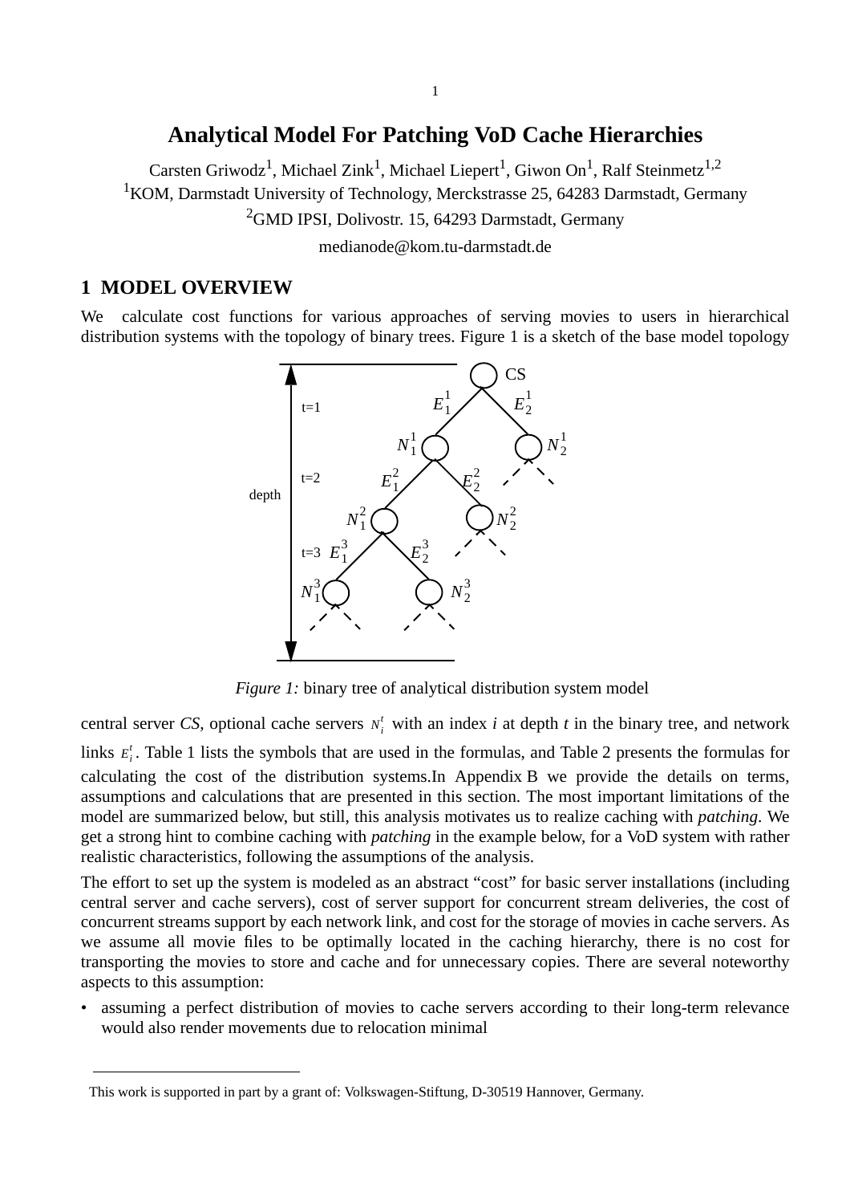# Analytical Model For Patching VoD Cache Hierarchies

Carsten Griwodz[1], Michael Zink[1], Michael Liepert[1], Giwon On[1], Ralf Steinmetz[1,2]

[1]KOM, Darmstadt University of Technology, Merckstrasse 25, 64283 Darmstadt, Germany

[2]GMD IPSI, Dolivostr. 15, 64293 Darmstadt, Germany

medianode@kom.tu-darmstadt.de

## 1 MODEL OVERVIEW

We calculate cost functions for various approaches of serving movies to users in hierarchical distribution systems with the topology of binary trees. Figure 1 is a sketch of the base model topology central server *CS*, optional cache servers $N_i^t$ with an index *i* at depth *t* in the binary tree, and network links $E_i^t$. Table 1 lists the symbols that are used in the formulas, and Table 2 presents the formulas for calculating the cost of the distribution systems.In Appendix B we provide the details on terms, assumptions and calculations that are presented in this section. The most important limitations of the model are summarized below, but still, this analysis motivates us to realize caching with *patching*. We get a strong hint to combine caching with *patching* in the example below, for a VoD system with rather realistic characteristics, following the assumptions of the analysis.

*Figure 1:* binary tree of analytical distribution system model

The effort to set up the system is modeled as an abstract "cost" for basic server installations (including central server and cache servers), cost of server support for concurrent stream deliveries, the cost of concurrent streams support by each network link, and cost for the storage of movies in cache servers. As we assume all movie files to be optimally located in the caching hierarchy, there is no cost for transporting the movies to store and cache and for unnecessary copies. There are several noteworthy aspects to this assumption:

- assuming a perfect distribution of movies to cache servers according to their long-term relevance would also render movements due to relocation minimal

This work is supported in part by a grant of: Volkswagen-Stiftung, D-30519 Hannover, Germany.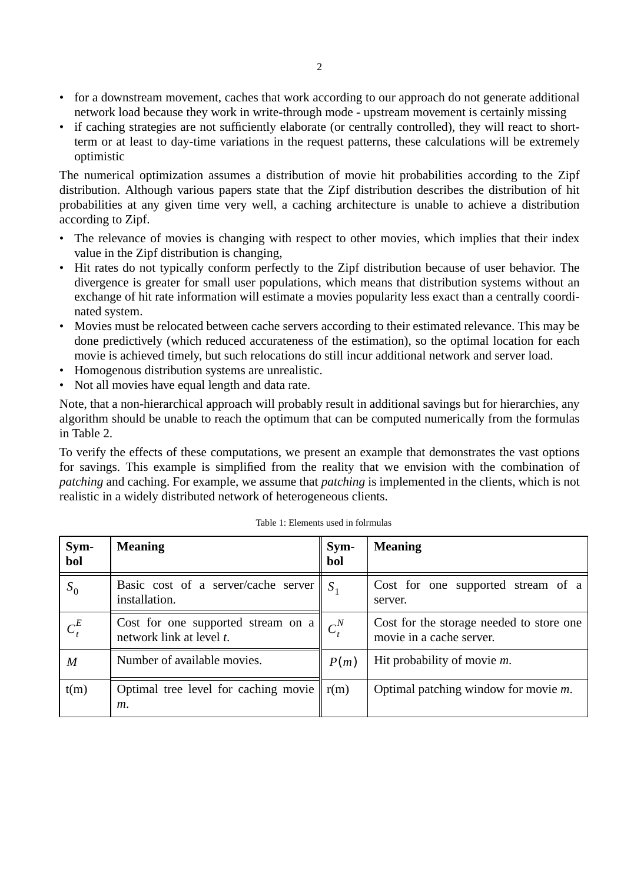- for a downstream movement, caches that work according to our approach do not generate additional network load because they work in write-through mode - upstream movement is certainly missing
- if caching strategies are not sufficiently elaborate (or centrally controlled), they will react to short-term or at least to day-time variations in the request patterns, these calculations will be extremely optimistic

The numerical optimization assumes a distribution of movie hit probabilities according to the Zipf distribution. Although various papers state that the Zipf distribution describes the distribution of hit probabilities at any given time very well, a caching architecture is unable to achieve a distribution according to Zipf.

- The relevance of movies is changing with respect to other movies, which implies that their index value in the Zipf distribution is changing,
- Hit rates do not typically conform perfectly to the Zipf distribution because of user behavior. The divergence is greater for small user populations, which means that distribution systems without an exchange of hit rate information will estimate a movies popularity less exact than a centrally coordinated system.
- Movies must be relocated between cache servers according to their estimated relevance. This may be done predictively (which reduced accurateness of the estimation), so the optimal location for each movie is achieved timely, but such relocations do still incur additional network and server load.
- Homogenous distribution systems are unrealistic.
- Not all movies have equal length and data rate.

Note, that a non-hierarchical approach will probably result in additional savings but for hierarchies, any algorithm should be unable to reach the optimum that can be computed numerically from the formulas in Table 2.

To verify the effects of these computations, we present an example that demonstrates the vast options for savings. This example is simplified from the reality that we envision with the combination of *patching* and caching. For example, we assume that *patching* is implemented in the clients, which is not realistic in a widely distributed network of heterogeneous clients.

Table 1: Elements used in folrmulas

| Symbol | Meaning | Symbol | Meaning |
|---|---|---|---|
| $S_0$ | Basic cost of a server/cache server installation. | $S_1$ | Cost for one supported stream of a server. |
| $C_t^E$ | Cost for one supported stream on a network link at level *t*. | $C_t^N$ | Cost for the storage needed to store one movie in a cache server. |
| $M$ | Number of available movies. | $P(m)$ | Hit probability of movie *m*. |
| t(m) | Optimal tree level for caching movie *m*. | r(m) | Optimal patching window for movie *m*. |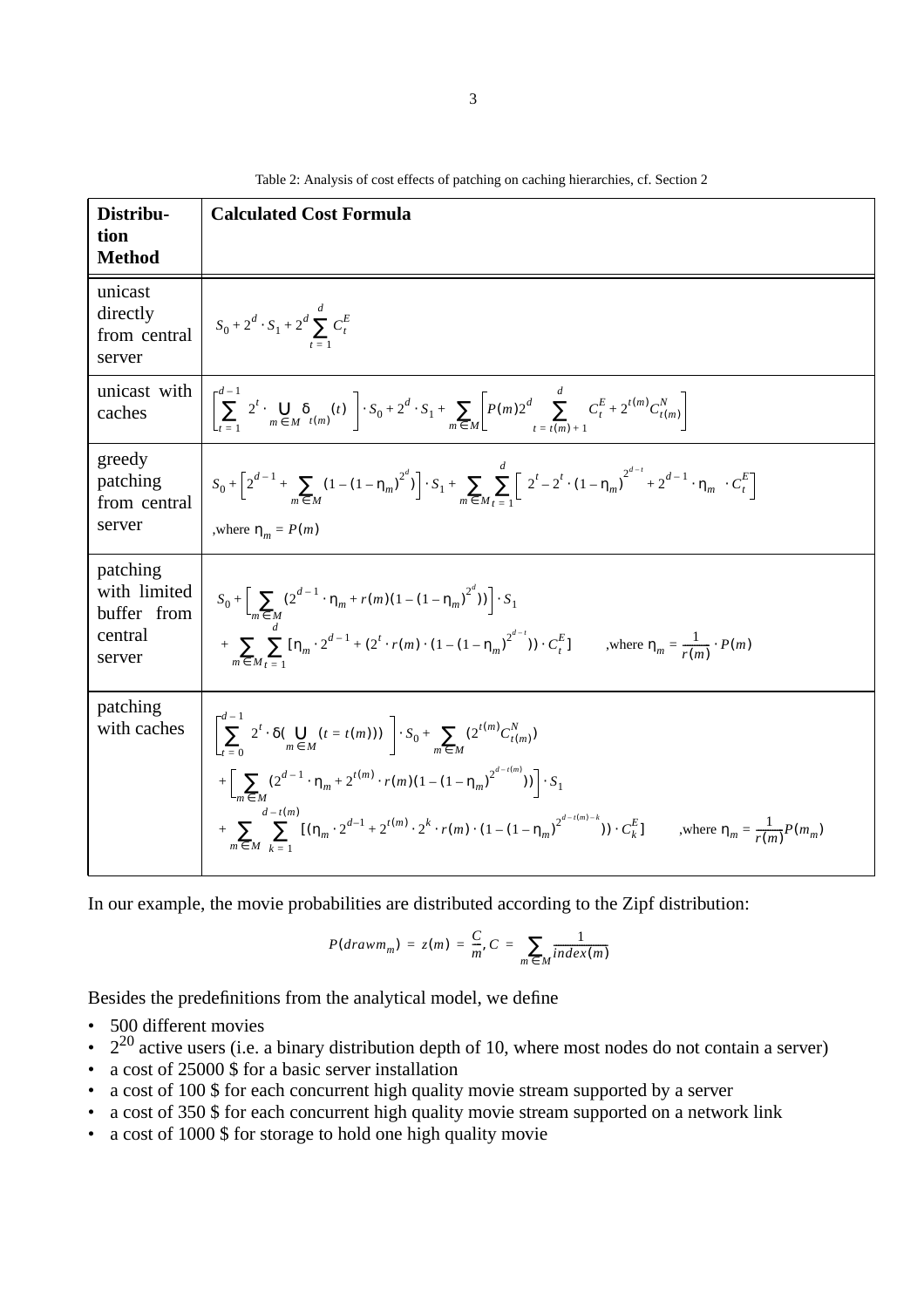Table 2: Analysis of cost effects of patching on caching hierarchies, cf. Section 2

| Distribution Method | Calculated Cost Formula |
|---|---|
| unicast directly from central server | $S_0 + 2^d \cdot S_1 + 2^d \sum_{t=1}^{d} C_t^E$ |
| unicast with caches | $\left[\sum_{t=1}^{d-1} 2^t \cdot \bigcup_{m \in M} \delta_{t(m)}(t)\right] \cdot S_0 + 2^d \cdot S_1 + \sum_{m \in M}\left[P(m) 2^d \sum_{t=t(m)+1}^{d} C_t^E + 2^{t(m)} C_{t(m)}^N\right]$ |
| greedy patching from central server | $S_0 + \left[2^{d-1} + \sum_{m \in M}(1-(1-\eta_m)^{2^d})\right] \cdot S_1 + \sum_{m \in M}\sum_{t=1}^{d}\left[2^t - 2^t \cdot (1-\eta_m)^{2^{d-t}} + 2^{d-1} \cdot \eta_m \cdot C_t^E\right]$ ,where $\eta_m = P(m)$ |
| patching with limited buffer from central server | $S_0 + \left[\sum_{m \in M}(2^{d-1} \cdot \eta_m + r(m)(1-(1-\eta_m)^{2^d}))\right] \cdot S_1 + \sum_{m \in M}\sum_{t=1}^{d}[\eta_m \cdot 2^{d-1} + (2^t \cdot r(m) \cdot (1-(1-\eta_m)^{2^{d-t}})) \cdot C_t^E]$ ,where $\eta_m = \frac{1}{r(m)} \cdot P(m)$ |
| patching with caches | $\left[\sum_{t=0}^{d-1} 2^t \cdot \delta(\bigcup_{m \in M}(t = t(m)))\right] \cdot S_0 + \sum_{m \in M}(2^{t(m)} C_{t(m)}^N) + \left[\sum_{m \in M}(2^{d-1} \cdot \eta_m + 2^{t(m)} \cdot r(m)(1-(1-\eta_m)^{2^{d-t(m)}}))\right] \cdot S_1 + \sum_{m \in M}\sum_{k=1}^{d-t(m)}[(\eta_m \cdot 2^{d-1} + 2^{t(m)} \cdot 2^k \cdot r(m) \cdot (1-(1-\eta_m)^{2^{d-t(m)-k}})) \cdot C_k^E]$ ,where $\eta_m = \frac{1}{r(m)} P(m_m)$ |

In our example, the movie probabilities are distributed according to the Zipf distribution:

$$P(drawm_m) = z(m) = \frac{C}{m}, C = \sum_{m \in M} \frac{1}{index(m)}$$

Besides the predefinitions from the analytical model, we define

- 500 different movies
- $2^{20}$ active users (i.e. a binary distribution depth of 10, where most nodes do not contain a server)
- a cost of 25000 $ for a basic server installation
- a cost of 100 $ for each concurrent high quality movie stream supported by a server
- a cost of 350 $ for each concurrent high quality movie stream supported on a network link
- a cost of 1000 $ for storage to hold one high quality movie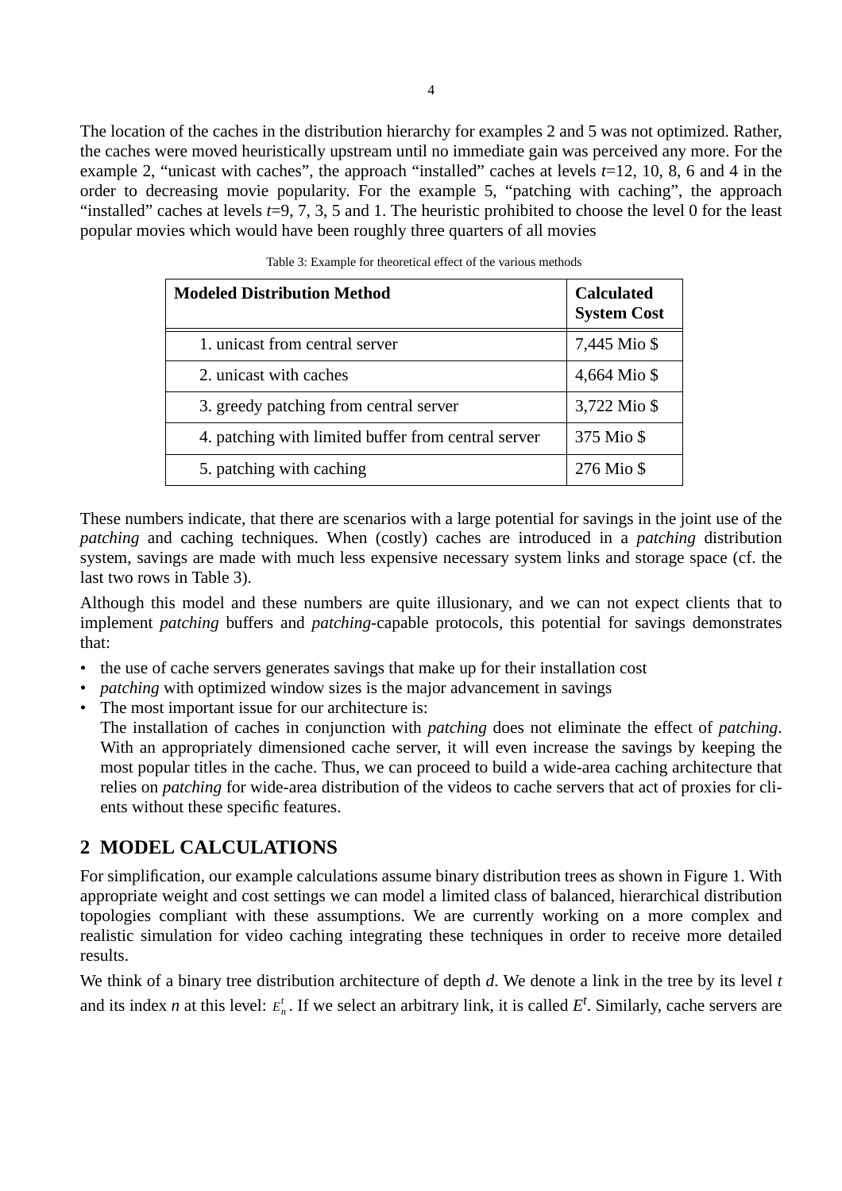The location of the caches in the distribution hierarchy for examples 2 and 5 was not optimized. Rather, the caches were moved heuristically upstream until no immediate gain was perceived any more. For the example 2, “unicast with caches”, the approach “installed” caches at levels $t$=12, 10, 8, 6 and 4 in the order to decreasing movie popularity. For the example 5, “patching with caching”, the approach “installed” caches at levels $t$=9, 7, 3, 5 and 1. The heuristic prohibited to choose the level 0 for the least popular movies which would have been roughly three quarters of all movies

Table 3: Example for theoretical effect of the various methods

| Modeled Distribution Method | Calculated System Cost |
|---|---|
| 1. unicast from central server | 7,445 Mio $ |
| 2. unicast with caches | 4,664 Mio $ |
| 3. greedy patching from central server | 3,722 Mio $ |
| 4. patching with limited buffer from central server | 375 Mio $ |
| 5. patching with caching | 276 Mio $ |

These numbers indicate, that there are scenarios with a large potential for savings in the joint use of the *patching* and caching techniques. When (costly) caches are introduced in a *patching* distribution system, savings are made with much less expensive necessary system links and storage space (cf. the last two rows in Table 3).

Although this model and these numbers are quite illusionary, and we can not expect clients that to implement *patching* buffers and *patching*-capable protocols, this potential for savings demonstrates that:

- the use of cache servers generates savings that make up for their installation cost
- *patching* with optimized window sizes is the major advancement in savings
- The most important issue for our architecture is:
  The installation of caches in conjunction with *patching* does not eliminate the effect of *patching*. With an appropriately dimensioned cache server, it will even increase the savings by keeping the most popular titles in the cache. Thus, we can proceed to build a wide-area caching architecture that relies on *patching* for wide-area distribution of the videos to cache servers that act of proxies for clients without these specific features.

## 2 MODEL CALCULATIONS

For simplification, our example calculations assume binary distribution trees as shown in Figure 1. With appropriate weight and cost settings we can model a limited class of balanced, hierarchical distribution topologies compliant with these assumptions. We are currently working on a more complex and realistic simulation for video caching integrating these techniques in order to receive more detailed results.

We think of a binary tree distribution architecture of depth $d$. We denote a link in the tree by its level $t$ and its index $n$ at this level: $E_n^t$. If we select an arbitrary link, it is called $E^t$. Similarly, cache servers are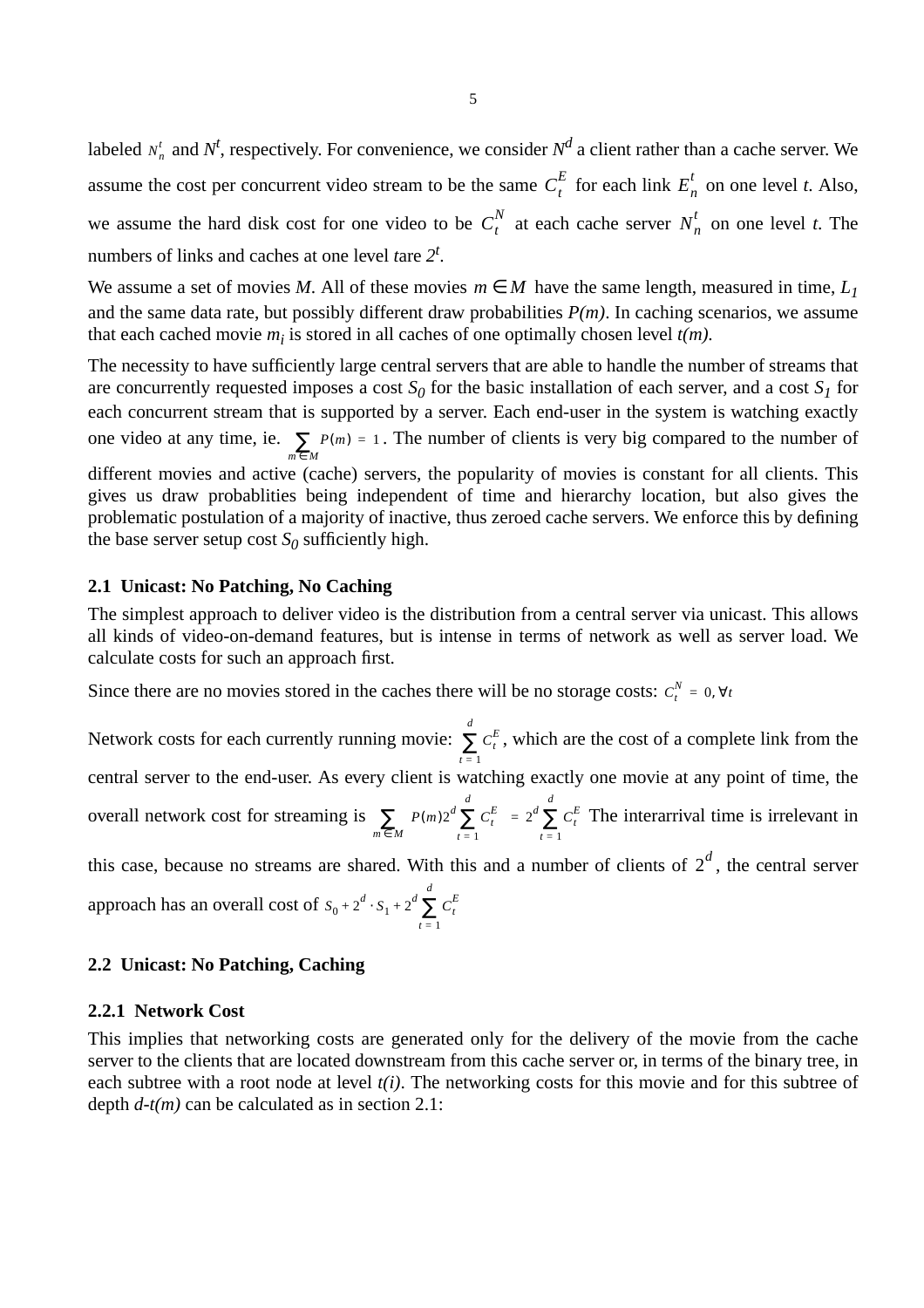labeled $N_n^t$ and $N^t$, respectively. For convenience, we consider $N^d$ a client rather than a cache server. We assume the cost per concurrent video stream to be the same $C_t^E$ for each link $E_n^t$ on one level *t*. Also, we assume the hard disk cost for one video to be $C_t^N$ at each cache server $N_n^t$ on one level *t*. The numbers of links and caches at one level *t*are $2^t$.

We assume a set of movies *M*. All of these movies $m \in M$ have the same length, measured in time, $L_1$ and the same data rate, but possibly different draw probabilities *P(m)*. In caching scenarios, we assume that each cached movie $m_i$ is stored in all caches of one optimally chosen level *t(m).*

The necessity to have sufficiently large central servers that are able to handle the number of streams that are concurrently requested imposes a cost $S_0$ for the basic installation of each server, and a cost $S_1$ for each concurrent stream that is supported by a server. Each end-user in the system is watching exactly one video at any time, ie. $\sum_{m \in M} P(m) = 1$. The number of clients is very big compared to the number of different movies and active (cache) servers, the popularity of movies is constant for all clients. This gives us draw probablities being independent of time and hierarchy location, but also gives the problematic postulation of a majority of inactive, thus zeroed cache servers. We enforce this by defining the base server setup cost $S_0$ sufficiently high.

### 2.1 Unicast: No Patching, No Caching

The simplest approach to deliver video is the distribution from a central server via unicast. This allows all kinds of video-on-demand features, but is intense in terms of network as well as server load. We calculate costs for such an approach first.

Since there are no movies stored in the caches there will be no storage costs: $C_t^N = 0, \forall t$

Network costs for each currently running movie: $\sum_{t=1}^{d} C_t^E$, which are the cost of a complete link from the central server to the end-user. As every client is watching exactly one movie at any point of time, the overall network cost for streaming is $\sum_{m \in M} P(m) 2^d \sum_{t=1}^{d} C_t^E = 2^d \sum_{t=1}^{d} C_t^E$ The interarrival time is irrelevant in this case, because no streams are shared. With this and a number of clients of $2^d$, the central server approach has an overall cost of $S_0 + 2^d \cdot S_1 + 2^d \sum_{t=1}^{d} C_t^E$

### 2.2 Unicast: No Patching, Caching

#### 2.2.1 Network Cost

This implies that networking costs are generated only for the delivery of the movie from the cache server to the clients that are located downstream from this cache server or, in terms of the binary tree, in each subtree with a root node at level *t(i)*. The networking costs for this movie and for this subtree of depth *d-t(m)* can be calculated as in section 2.1: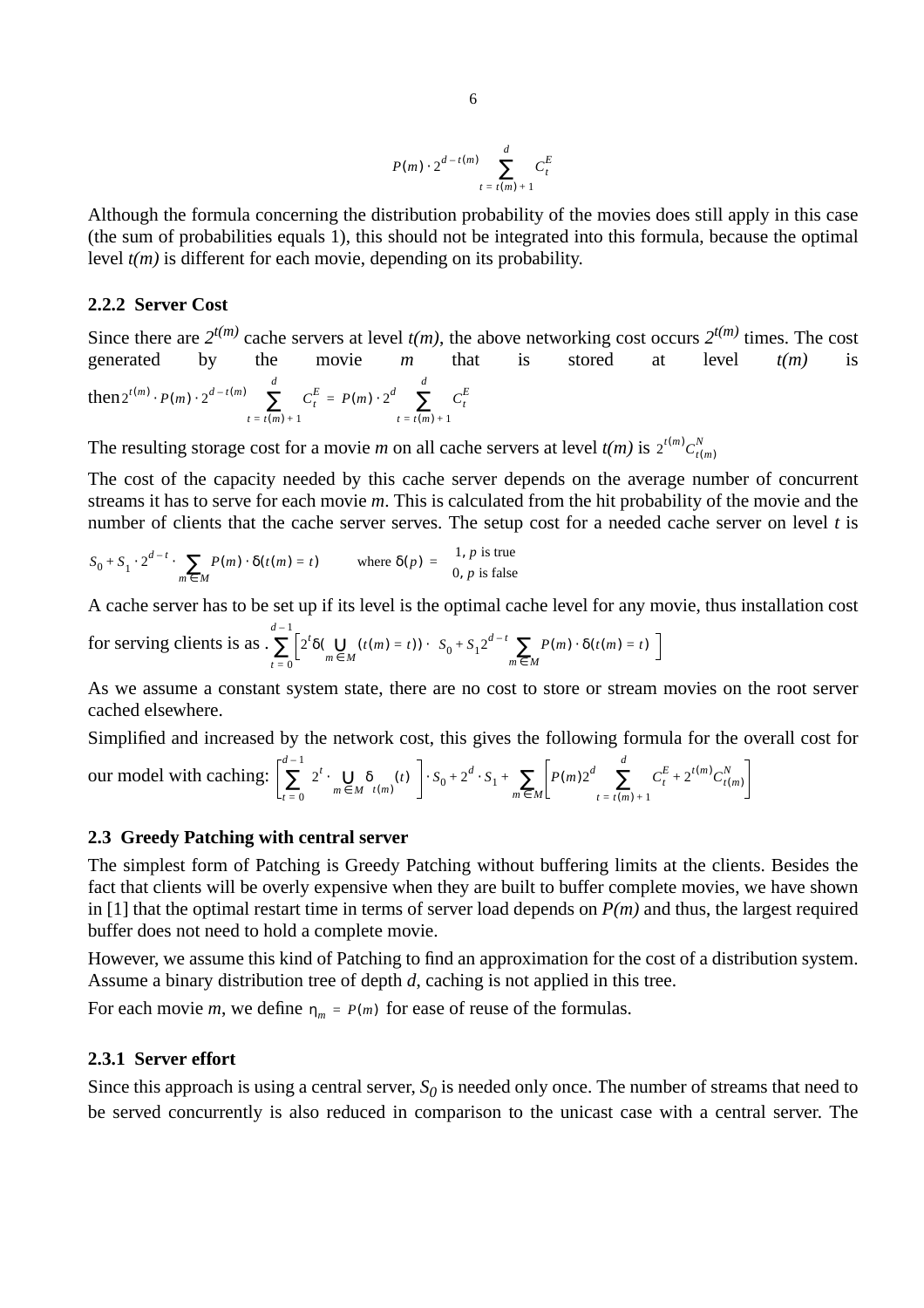$$P(m) \cdot 2^{d-t(m)} \sum_{t=t(m)+1}^{d} C_t^E$$

Although the formula concerning the distribution probability of the movies does still apply in this case (the sum of probabilities equals 1), this should not be integrated into this formula, because the optimal level *t(m)* is different for each movie, depending on its probability.

### 2.2.2 Server Cost

Since there are $2^{t(m)}$ cache servers at level *t(m)*, the above networking cost occurs $2^{t(m)}$ times. The cost generated by the movie *m* that is stored at level *t(m)* is then $2^{t(m)} \cdot P(m) \cdot 2^{d-t(m)} \sum_{t=t(m)+1}^{d} C_t^E = P(m) \cdot 2^d \sum_{t=t(m)+1}^{d} C_t^E$

The resulting storage cost for a movie *m* on all cache servers at level *t(m)* is $2^{t(m)} C_{t(m)}^N$

The cost of the capacity needed by this cache server depends on the average number of concurrent streams it has to serve for each movie *m*. This is calculated from the hit probability of the movie and the number of clients that the cache server serves. The setup cost for a needed cache server on level *t* is

$$S_0 + S_1 \cdot 2^{d-t} \cdot \sum_{m \in M} P(m) \cdot \delta(t(m) = t) \qquad \text{where } \delta(p) = \begin{cases} 1, & p \text{ is true} \\ 0, & p \text{ is false} \end{cases}$$

A cache server has to be set up if its level is the optimal cache level for any movie, thus installation cost for serving clients is as . $\sum_{t=0}^{d-1} \left[ 2^t \delta\left( \bigcup_{m \in M} (t(m) = t) \right) \cdot \left( S_0 + S_1 2^{d-t} \sum_{m \in M} P(m) \cdot \delta(t(m) = t) \right) \right]$

As we assume a constant system state, there are no cost to store or stream movies on the root server cached elsewhere.

Simplified and increased by the network cost, this gives the following formula for the overall cost for our model with caching: $\left[ \sum_{t=0}^{d-1} 2^t \cdot \bigcup_{m \in M} \delta_{t(m)}(t) \right] \cdot S_0 + 2^d \cdot S_1 + \sum_{m \in M} \left[ P(m) 2^d \sum_{t=t(m)+1}^{d} C_t^E + 2^{t(m)} C_{t(m)}^N \right]$

## 2.3 Greedy Patching with central server

The simplest form of Patching is Greedy Patching without buffering limits at the clients. Besides the fact that clients will be overly expensive when they are built to buffer complete movies, we have shown in [1] that the optimal restart time in terms of server load depends on *P(m)* and thus, the largest required buffer does not need to hold a complete movie.

However, we assume this kind of Patching to find an approximation for the cost of a distribution system. Assume a binary distribution tree of depth *d*, caching is not applied in this tree.

For each movie *m*, we define $\eta_m = P(m)$ for ease of reuse of the formulas.

### 2.3.1 Server effort

Since this approach is using a central server, $S_0$ is needed only once. The number of streams that need to be served concurrently is also reduced in comparison to the unicast case with a central server. The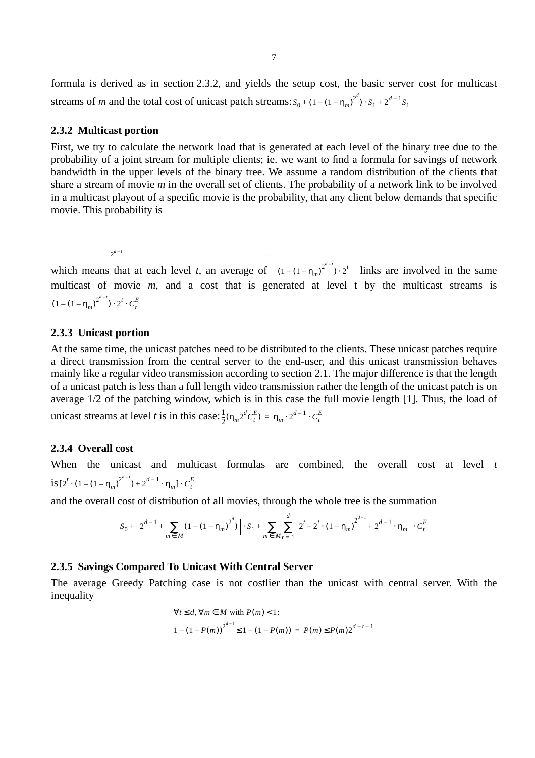formula is derived as in section 2.3.2, and yields the setup cost, the basic server cost for multicast streams of *m* and the total cost of unicast patch streams: $S_0 + (1-(1-\eta_m)^{2^d}) \cdot S_1 + 2^{d-1}S_1$

### 2.3.2 Multicast portion

First, we try to calculate the network load that is generated at each level of the binary tree due to the probability of a joint stream for multiple clients; ie. we want to find a formula for savings of network bandwidth in the upper levels of the binary tree. We assume a random distribution of the clients that share a stream of movie *m* in the overall set of clients. The probability of a network link to be involved in a multicast playout of a specific movie is the probability, that any client below demands that specific movie. This probability is

$2^{d-t}$

which means that at each level *t*, an average of $(1-(1-\eta_m)^{2^{d-t}}) \cdot 2^t$ links are involved in the same multicast of movie *m*, and a cost that is generated at level t by the multicast streams is $(1-(1-\eta_m)^{2^{d-t}}) \cdot 2^t \cdot C_t^E$

### 2.3.3 Unicast portion

At the same time, the unicast patches need to be distributed to the clients. These unicast patches require a direct transmission from the central server to the end-user, and this unicast transmission behaves mainly like a regular video transmission according to section 2.1. The major difference is that the length of a unicast patch is less than a full length video transmission rather the length of the unicast patch is on average 1/2 of the patching window, which is in this case the full movie length [1]. Thus, the load of unicast streams at level *t* is in this case: $\frac{1}{2}(\eta_m 2^d C_t^E) = \eta_m \cdot 2^{d-1} \cdot C_t^E$

### 2.3.4 Overall cost

When the unicast and multicast formulas are combined, the overall cost at level *t* is $[2^t \cdot (1-(1-\eta_m)^{2^{d-t}}) + 2^{d-1} \cdot \eta_m] \cdot C_t^E$

and the overall cost of distribution of all movies, through the whole tree is the summation

$$S_0 + \left[2^{d-1} + \sum_{m \in M} (1-(1-\eta_m)^{2^d})\right] \cdot S_1 + \sum_{m \in M} \sum_{t=1}^{d} \left(2^t - 2^t \cdot (1-\eta_m)^{2^{d-t}} + 2^{d-1} \cdot \eta_m\right) \cdot C_t^E$$

### 2.3.5 Savings Compared To Unicast With Central Server

The average Greedy Patching case is not costlier than the unicast with central server. With the inequality

$$\forall t \le d, \forall m \in M \text{ with } P(m) < 1:$$
$$1-(1-P(m))^{2^{d-t}} \le 1-(1-P(m)) = P(m) \le P(m)2^{d-t-1}$$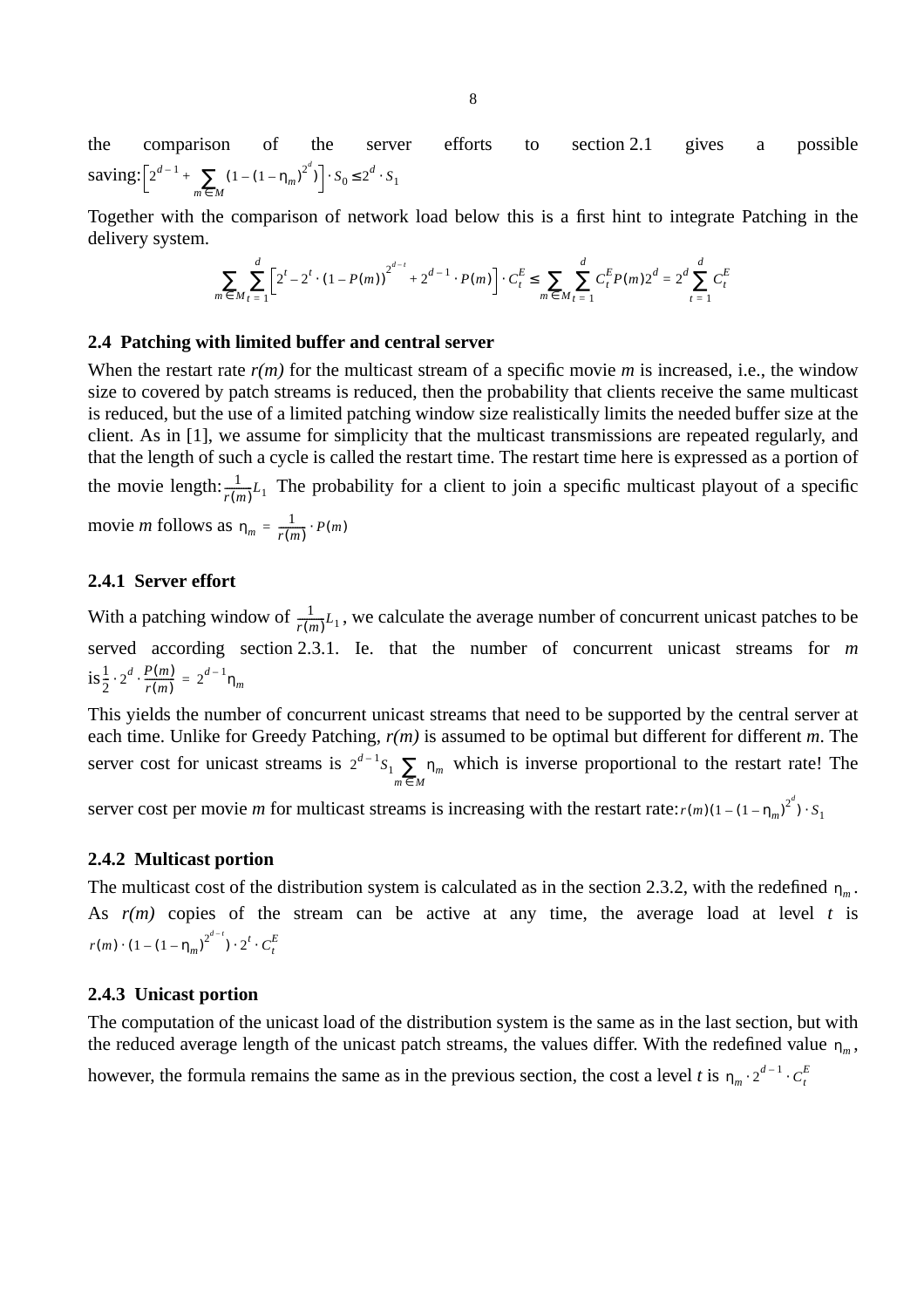the comparison of the server efforts to section 2.1 gives a possible saving: $\left[2^{d-1} + \sum_{m \in M} (1-(1-\eta_m)^{2^d})\right] \cdot S_0 \leq 2^d \cdot S_1$

Together with the comparison of network load below this is a first hint to integrate Patching in the delivery system.

$$\sum_{m \in M} \sum_{t=1}^{d} \left[2^t - 2^t \cdot (1-P(m))^{2^{d-t}} + 2^{d-1} \cdot P(m)\right] \cdot C_t^E \leq \sum_{m \in M} \sum_{t=1}^{d} C_t^E P(m) 2^d = 2^d \sum_{t=1}^{d} C_t^E$$

### 2.4 Patching with limited buffer and central server

When the restart rate *r(m)* for the multicast stream of a specific movie *m* is increased, i.e., the window size to covered by patch streams is reduced, then the probability that clients receive the same multicast is reduced, but the use of a limited patching window size realistically limits the needed buffer size at the client. As in [1], we assume for simplicity that the multicast transmissions are repeated regularly, and that the length of such a cycle is called the restart time. The restart time here is expressed as a portion of the movie length: $\frac{1}{r(m)} L_1$ The probability for a client to join a specific multicast playout of a specific movie *m* follows as $\eta_m = \frac{1}{r(m)} \cdot P(m)$

#### 2.4.1 Server effort

With a patching window of $\frac{1}{r(m)} L_1$, we calculate the average number of concurrent unicast patches to be served according section 2.3.1. Ie. that the number of concurrent unicast streams for *m* is $\frac{1}{2} \cdot 2^d \cdot \frac{P(m)}{r(m)} = 2^{d-1} \eta_m$

This yields the number of concurrent unicast streams that need to be supported by the central server at each time. Unlike for Greedy Patching, *r(m)* is assumed to be optimal but different for different *m*. The server cost for unicast streams is $2^{d-1} S_1 \sum_{m \in M} \eta_m$ which is inverse proportional to the restart rate! The server cost per movie *m* for multicast streams is increasing with the restart rate: $r(m)(1-(1-\eta_m)^{2^d}) \cdot S_1$

#### 2.4.2 Multicast portion

The multicast cost of the distribution system is calculated as in the section 2.3.2, with the redefined $\eta_m$. As *r(m)* copies of the stream can be active at any time, the average load at level *t* is $r(m) \cdot (1-(1-\eta_m)^{2^{d-t}}) \cdot 2^t \cdot C_t^E$

#### 2.4.3 Unicast portion

The computation of the unicast load of the distribution system is the same as in the last section, but with the reduced average length of the unicast patch streams, the values differ. With the redefined value $\eta_m$, however, the formula remains the same as in the previous section, the cost a level *t* is $\eta_m \cdot 2^{d-1} \cdot C_t^E$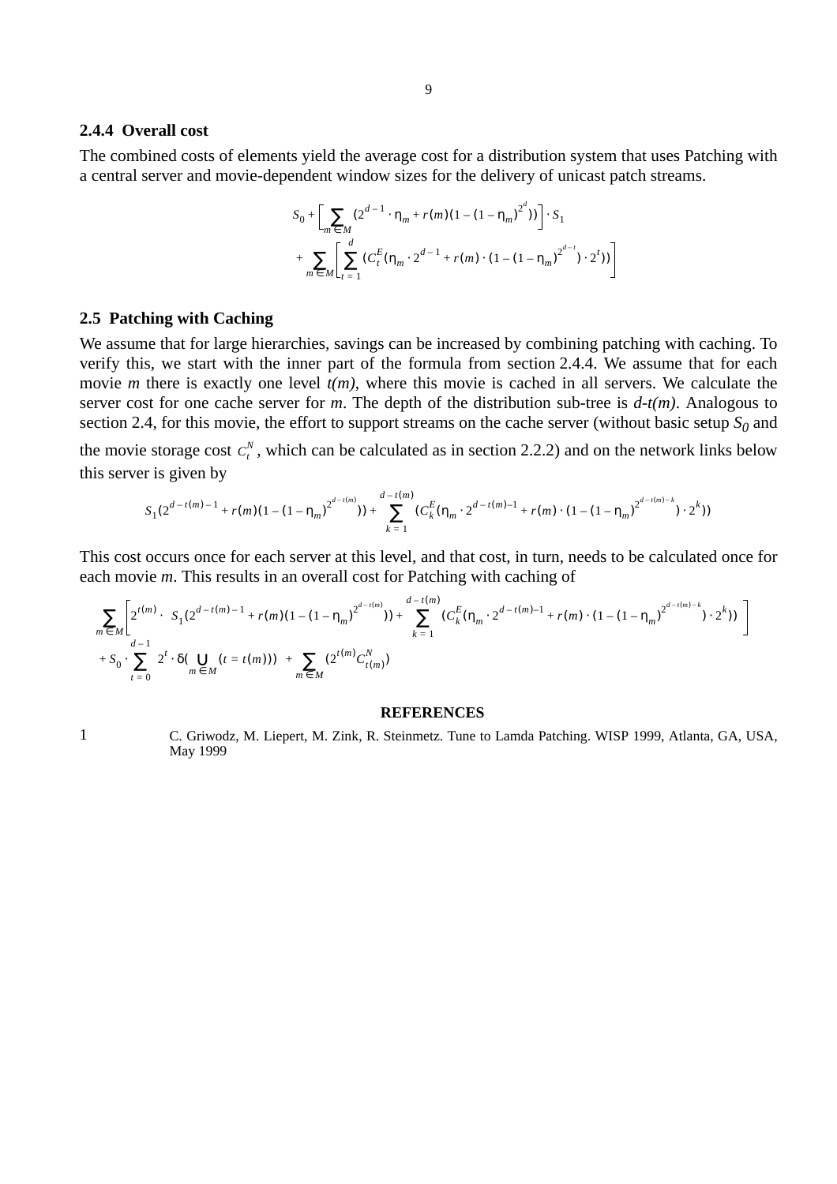### 2.4.4 Overall cost

The combined costs of elements yield the average cost for a distribution system that uses Patching with a central server and movie-dependent window sizes for the delivery of unicast patch streams.

$$
S_0 + \left[ \sum_{m \in M} (2^{d-1} \cdot \eta_m + r(m)(1-(1-\eta_m)^{2^d})) \right] \cdot S_1
+ \sum_{m \in M} \left[ \sum_{t=1}^{d} (C_t^E(\eta_m \cdot 2^{d-1} + r(m) \cdot (1-(1-\eta_m)^{2^{d-t}}) \cdot 2^t)) \right]
$$

## 2.5 Patching with Caching

We assume that for large hierarchies, savings can be increased by combining patching with caching. To verify this, we start with the inner part of the formula from section 2.4.4. We assume that for each movie *m* there is exactly one level *t(m)*, where this movie is cached in all servers. We calculate the server cost for one cache server for *m*. The depth of the distribution sub-tree is *d-t(m)*. Analogous to section 2.4, for this movie, the effort to support streams on the cache server (without basic setup $S_0$ and the movie storage cost $C_t^N$, which can be calculated as in section 2.2.2) and on the network links below this server is given by

$$
S_1(2^{d-t(m)-1} + r(m)(1-(1-\eta_m)^{2^{d-t(m)}})) + \sum_{k=1}^{d-t(m)} (C_k^E(\eta_m \cdot 2^{d-t(m)-1} + r(m) \cdot (1-(1-\eta_m)^{2^{d-t(m)-k}}) \cdot 2^k))
$$

This cost occurs once for each server at this level, and that cost, in turn, needs to be calculated once for each movie *m*. This results in an overall cost for Patching with caching of

$$
\sum_{m \in M} \left[ 2^{t(m)} \cdot \; S_1(2^{d-t(m)-1} + r(m)(1-(1-\eta_m)^{2^{d-t(m)}})) + \sum_{k=1}^{d-t(m)} (C_k^E(\eta_m \cdot 2^{d-t(m)-1} + r(m) \cdot (1-(1-\eta_m)^{2^{d-t(m)-k}}) \cdot 2^k)) \right]
+ S_0 \cdot \sum_{t=0}^{d-1} 2^t \cdot \delta(\bigcup_{m \in M} (t = t(m))) \; + \sum_{m \in M} (2^{t(m)} C_{t(m)}^N)
$$

**REFERENCES**

1 C. Griwodz, M. Liepert, M. Zink, R. Steinmetz. Tune to Lamda Patching. WISP 1999, Atlanta, GA, USA, May 1999